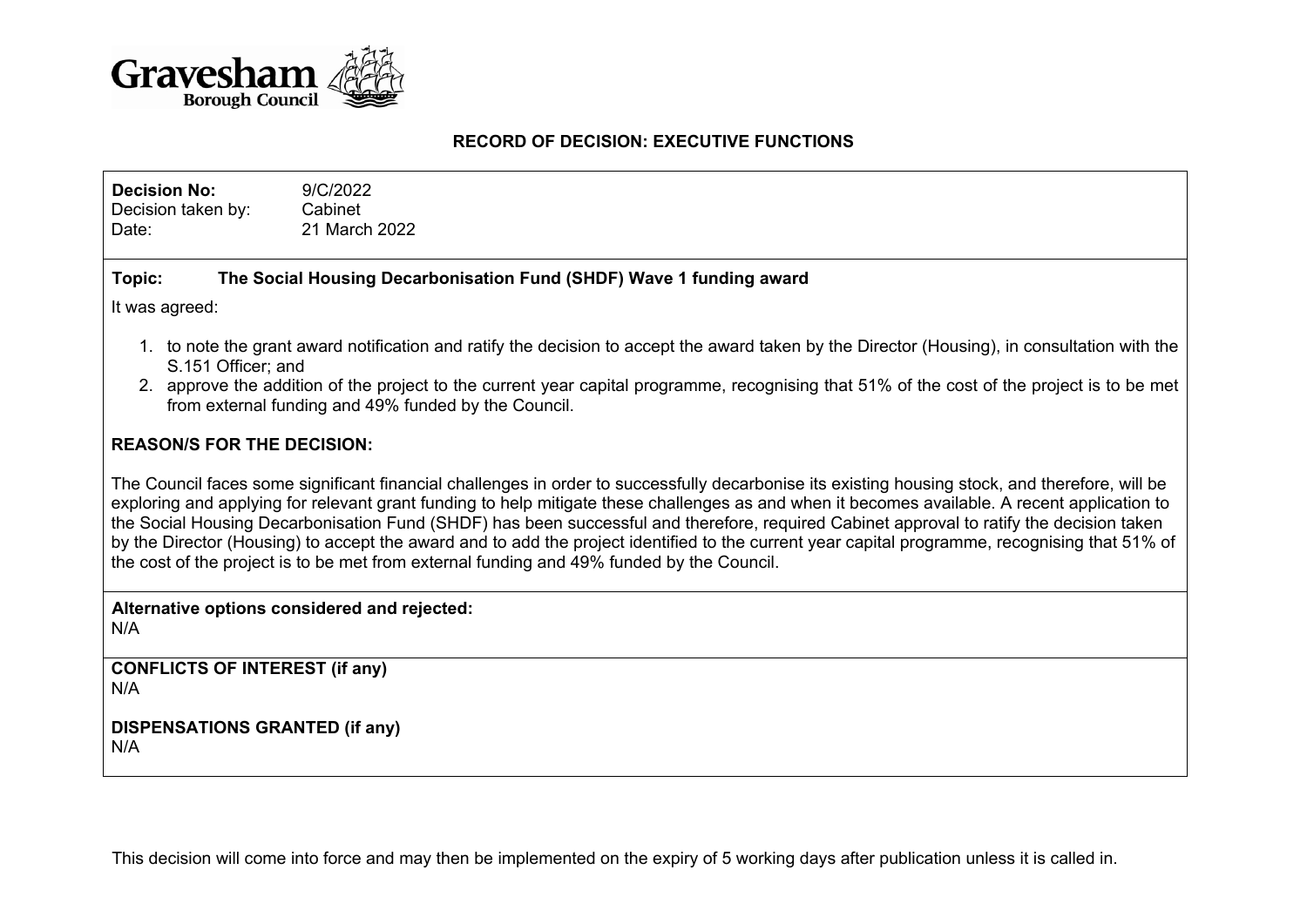Gravesham Borough Council

**RECORD OF DECISION: EXECUTIVE FUNCTIONS**

**Decision No:** 9/C/2022
Decision taken by: Cabinet
Date: 21 March 2022

**Topic: The Social Housing Decarbonisation Fund (SHDF) Wave 1 funding award**

It was agreed:

1. to note the grant award notification and ratify the decision to accept the award taken by the Director (Housing), in consultation with the S.151 Officer; and
2. approve the addition of the project to the current year capital programme, recognising that 51% of the cost of the project is to be met from external funding and 49% funded by the Council.

**REASON/S FOR THE DECISION:**

The Council faces some significant financial challenges in order to successfully decarbonise its existing housing stock, and therefore, will be exploring and applying for relevant grant funding to help mitigate these challenges as and when it becomes available. A recent application to the Social Housing Decarbonisation Fund (SHDF) has been successful and therefore, required Cabinet approval to ratify the decision taken by the Director (Housing) to accept the award and to add the project identified to the current year capital programme, recognising that 51% of the cost of the project is to be met from external funding and 49% funded by the Council.

**Alternative options considered and rejected:**
N/A

**CONFLICTS OF INTEREST (if any)**
N/A

**DISPENSATIONS GRANTED (if any)**
N/A

This decision will come into force and may then be implemented on the expiry of 5 working days after publication unless it is called in.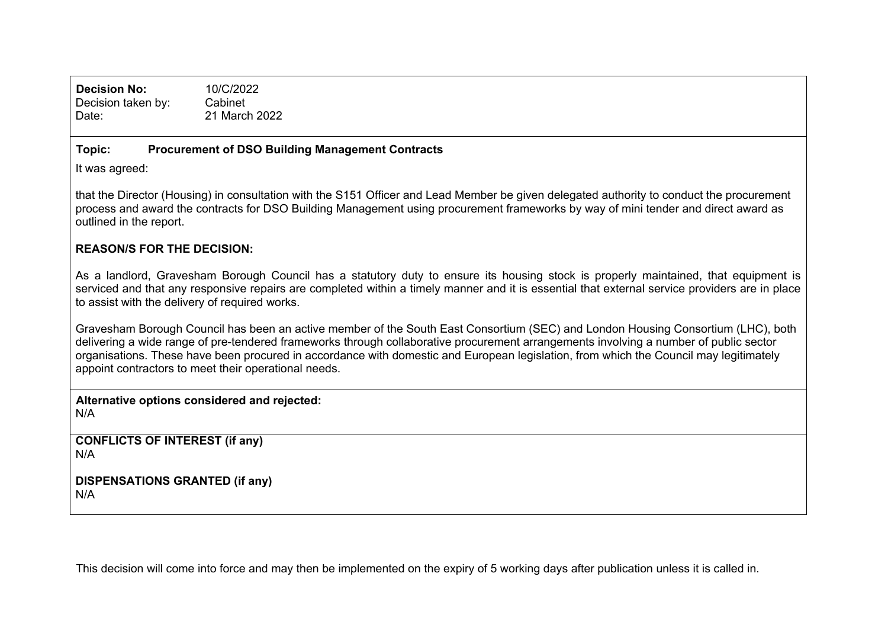**Decision No:** 10/C/2022
Decision taken by: Cabinet
Date: 21 March 2022

**Topic: Procurement of DSO Building Management Contracts**

It was agreed:

that the Director (Housing) in consultation with the S151 Officer and Lead Member be given delegated authority to conduct the procurement process and award the contracts for DSO Building Management using procurement frameworks by way of mini tender and direct award as outlined in the report.

**REASON/S FOR THE DECISION:**

As a landlord, Gravesham Borough Council has a statutory duty to ensure its housing stock is properly maintained, that equipment is serviced and that any responsive repairs are completed within a timely manner and it is essential that external service providers are in place to assist with the delivery of required works.

Gravesham Borough Council has been an active member of the South East Consortium (SEC) and London Housing Consortium (LHC), both delivering a wide range of pre-tendered frameworks through collaborative procurement arrangements involving a number of public sector organisations. These have been procured in accordance with domestic and European legislation, from which the Council may legitimately appoint contractors to meet their operational needs.

**Alternative options considered and rejected:**
N/A

**CONFLICTS OF INTEREST (if any)**
N/A

**DISPENSATIONS GRANTED (if any)**
N/A

This decision will come into force and may then be implemented on the expiry of 5 working days after publication unless it is called in.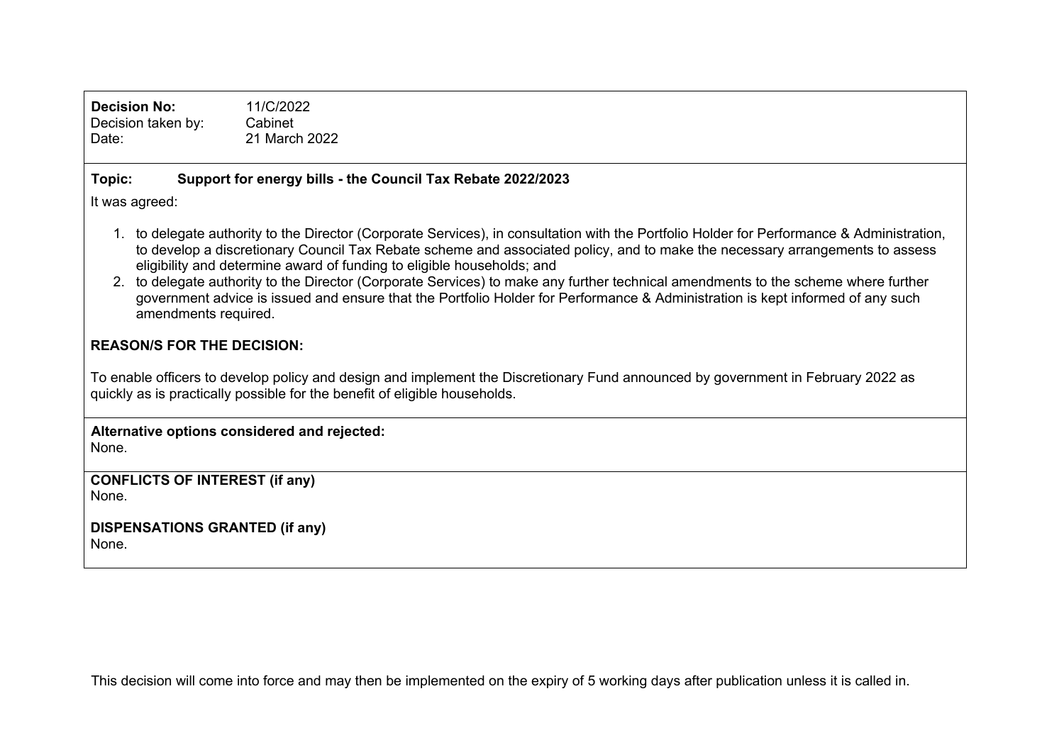**Decision No:** 11/C/2022
Decision taken by: Cabinet
Date: 21 March 2022

**Topic: Support for energy bills - the Council Tax Rebate 2022/2023**

It was agreed:

1. to delegate authority to the Director (Corporate Services), in consultation with the Portfolio Holder for Performance & Administration, to develop a discretionary Council Tax Rebate scheme and associated policy, and to make the necessary arrangements to assess eligibility and determine award of funding to eligible households; and
2. to delegate authority to the Director (Corporate Services) to make any further technical amendments to the scheme where further government advice is issued and ensure that the Portfolio Holder for Performance & Administration is kept informed of any such amendments required.

**REASON/S FOR THE DECISION:**

To enable officers to develop policy and design and implement the Discretionary Fund announced by government in February 2022 as quickly as is practically possible for the benefit of eligible households.

**Alternative options considered and rejected:**
None.

**CONFLICTS OF INTEREST (if any)**
None.

**DISPENSATIONS GRANTED (if any)**
None.

This decision will come into force and may then be implemented on the expiry of 5 working days after publication unless it is called in.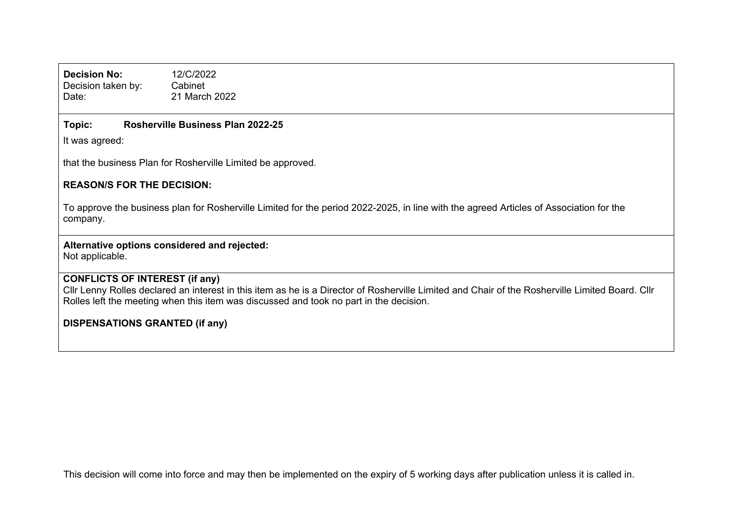**Decision No:** 12/C/2022
Decision taken by: Cabinet
Date: 21 March 2022

**Topic: Rosherville Business Plan 2022-25**

It was agreed:

that the business Plan for Rosherville Limited be approved.

**REASON/S FOR THE DECISION:**

To approve the business plan for Rosherville Limited for the period 2022-2025, in line with the agreed Articles of Association for the company.

**Alternative options considered and rejected:**
Not applicable.

**CONFLICTS OF INTEREST (if any)**
Cllr Lenny Rolles declared an interest in this item as he is a Director of Rosherville Limited and Chair of the Rosherville Limited Board. Cllr Rolles left the meeting when this item was discussed and took no part in the decision.

**DISPENSATIONS GRANTED (if any)**

This decision will come into force and may then be implemented on the expiry of 5 working days after publication unless it is called in.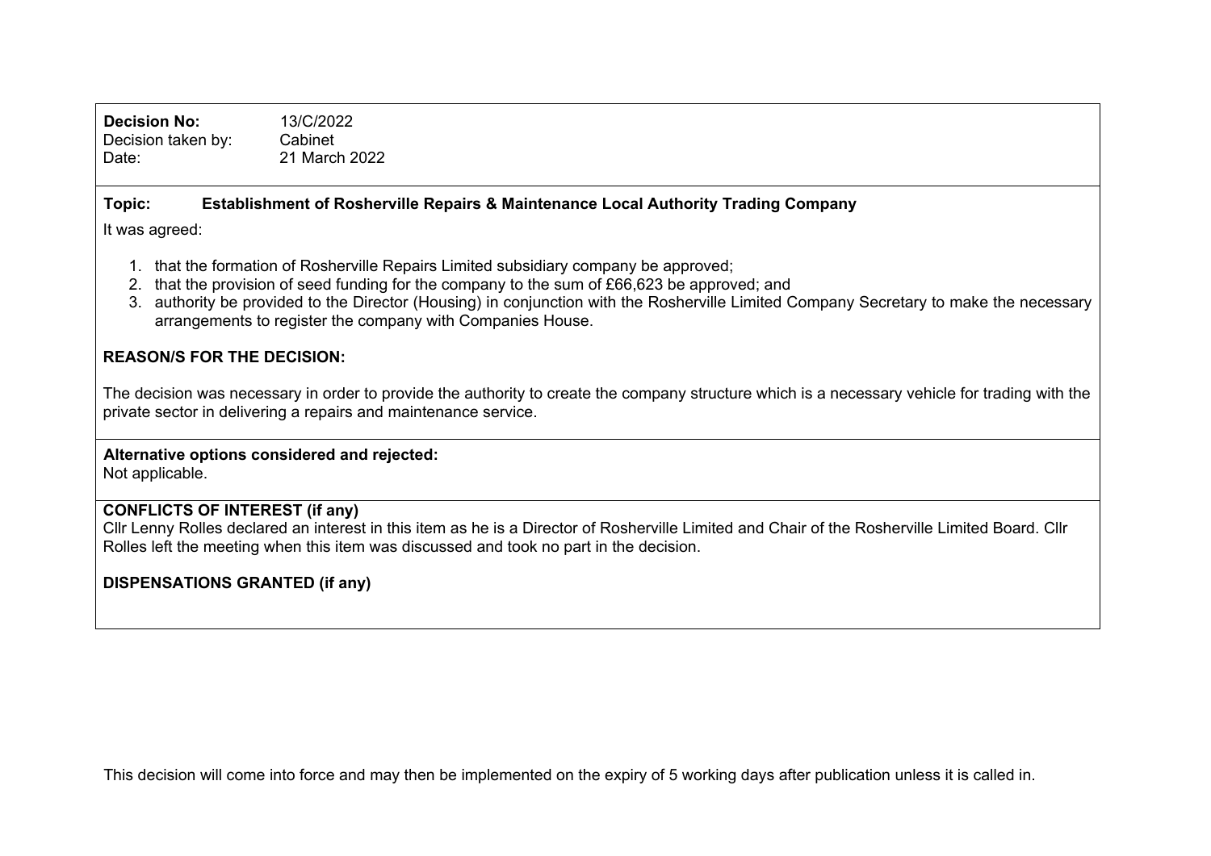**Decision No:** 13/C/2022
Decision taken by: Cabinet
Date: 21 March 2022

**Topic: Establishment of Rosherville Repairs & Maintenance Local Authority Trading Company**

It was agreed:

1. that the formation of Rosherville Repairs Limited subsidiary company be approved;
2. that the provision of seed funding for the company to the sum of £66,623 be approved; and
3. authority be provided to the Director (Housing) in conjunction with the Rosherville Limited Company Secretary to make the necessary arrangements to register the company with Companies House.

**REASON/S FOR THE DECISION:**

The decision was necessary in order to provide the authority to create the company structure which is a necessary vehicle for trading with the private sector in delivering a repairs and maintenance service.

**Alternative options considered and rejected:**
Not applicable.

**CONFLICTS OF INTEREST (if any)**
Cllr Lenny Rolles declared an interest in this item as he is a Director of Rosherville Limited and Chair of the Rosherville Limited Board. Cllr Rolles left the meeting when this item was discussed and took no part in the decision.

**DISPENSATIONS GRANTED (if any)**

This decision will come into force and may then be implemented on the expiry of 5 working days after publication unless it is called in.